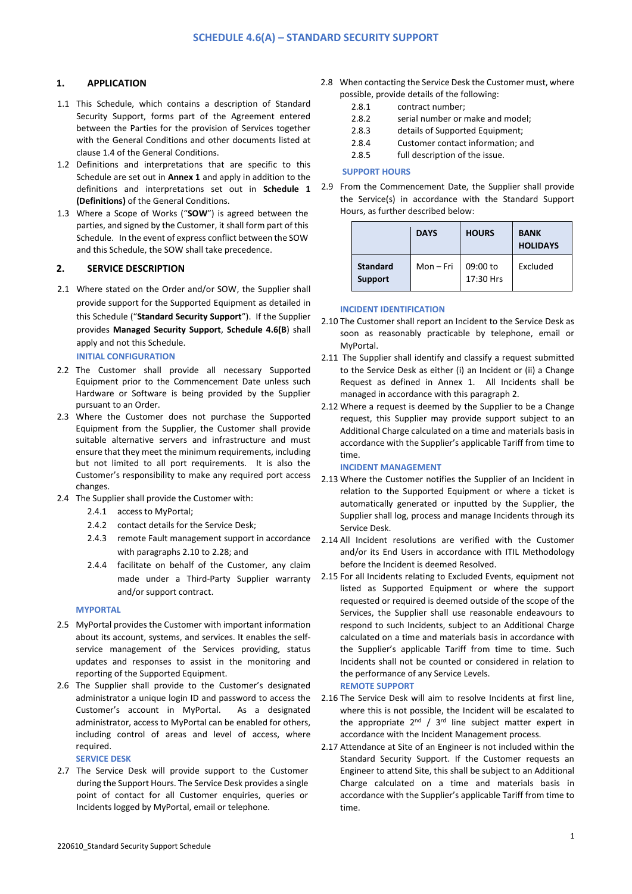# SCHEDULE 4.6(A) – STANDARD SECURITY SUPPORT

## 1. APPLICATION

1.1 This Schedule, which contains a description of Standard Security Support, forms part of the Agreement entered between the Parties for the provision of Services together with the General Conditions and other documents listed at clause 1.4 of the General Conditions.

1.2 Definitions and interpretations that are specific to this Schedule are set out in **Annex 1** and apply in addition to the definitions and interpretations set out in **Schedule 1 (Definitions)** of the General Conditions.

1.3 Where a Scope of Works ("**SOW**") is agreed between the parties, and signed by the Customer, it shall form part of this Schedule. In the event of express conflict between the SOW and this Schedule, the SOW shall take precedence.

## 2. SERVICE DESCRIPTION

2.1 Where stated on the Order and/or SOW, the Supplier shall provide support for the Supported Equipment as detailed in this Schedule ("**Standard Security Support**"). If the Supplier provides **Managed Security Support**, **Schedule 4.6(B**) shall apply and not this Schedule.

### INITIAL CONFIGURATION

2.2 The Customer shall provide all necessary Supported Equipment prior to the Commencement Date unless such Hardware or Software is being provided by the Supplier pursuant to an Order.

2.3 Where the Customer does not purchase the Supported Equipment from the Supplier, the Customer shall provide suitable alternative servers and infrastructure and must ensure that they meet the minimum requirements, including but not limited to all port requirements. It is also the Customer's responsibility to make any required port access changes.

2.4 The Supplier shall provide the Customer with:

2.4.1 access to MyPortal;

2.4.2 contact details for the Service Desk;

2.4.3 remote Fault management support in accordance with paragraphs 2.10 to 2.18; and

2.4.4 facilitate on behalf of the Customer, any claim made under a Third-Party Supplier warranty and/or support contract.

### MYPORTAL

2.5 MyPortal provides the Customer with important information about its account, systems, and services. It enables the self-service management of the Services providing, status updates and responses to assist in the monitoring and reporting of the Supported Equipment.

2.6 The Supplier shall provide to the Customer's designated administrator a unique login ID and password to access the Customer's account in MyPortal. As a designated administrator, access to MyPortal can be enabled for others, including control of areas and level of access, where required.

### SERVICE DESK

2.7 The Service Desk will provide support to the Customer during the Support Hours. The Service Desk provides a single point of contact for all Customer enquiries, queries or Incidents logged by MyPortal, email or telephone.

2.8 When contacting the Service Desk the Customer must, where possible, provide details of the following:

2.8.1 contract number;

2.8.2 serial number or make and model;

2.8.3 details of Supported Equipment;

2.8.4 Customer contact information; and

2.8.5 full description of the issue.

### SUPPORT HOURS

2.9 From the Commencement Date, the Supplier shall provide the Service(s) in accordance with the Standard Support Hours, as further described below:

| | DAYS | HOURS | BANK HOLIDAYS |
|---|---|---|---|
| **Standard Support** | Mon – Fri | 09:00 to 17:30 Hrs | Excluded |

### INCIDENT IDENTIFICATION

2.10 The Customer shall report an Incident to the Service Desk as soon as reasonably practicable by telephone, email or MyPortal.

2.11 The Supplier shall identify and classify a request submitted to the Service Desk as either (i) an Incident or (ii) a Change Request as defined in Annex 1. All Incidents shall be managed in accordance with this paragraph 2.

2.12 Where a request is deemed by the Supplier to be a Change request, this Supplier may provide support subject to an Additional Charge calculated on a time and materials basis in accordance with the Supplier's applicable Tariff from time to time.

### INCIDENT MANAGEMENT

2.13 Where the Customer notifies the Supplier of an Incident in relation to the Supported Equipment or where a ticket is automatically generated or inputted by the Supplier, the Supplier shall log, process and manage Incidents through its Service Desk.

2.14 All Incident resolutions are verified with the Customer and/or its End Users in accordance with ITIL Methodology before the Incident is deemed Resolved.

2.15 For all Incidents relating to Excluded Events, equipment not listed as Supported Equipment or where the support requested or required is deemed outside of the scope of the Services, the Supplier shall use reasonable endeavours to respond to such Incidents, subject to an Additional Charge calculated on a time and materials basis in accordance with the Supplier's applicable Tariff from time to time. Such Incidents shall not be counted or considered in relation to the performance of any Service Levels.

### REMOTE SUPPORT

2.16 The Service Desk will aim to resolve Incidents at first line, where this is not possible, the Incident will be escalated to the appropriate 2nd / 3rd line subject matter expert in accordance with the Incident Management process.

2.17 Attendance at Site of an Engineer is not included within the Standard Security Support. If the Customer requests an Engineer to attend Site, this shall be subject to an Additional Charge calculated on a time and materials basis in accordance with the Supplier's applicable Tariff from time to time.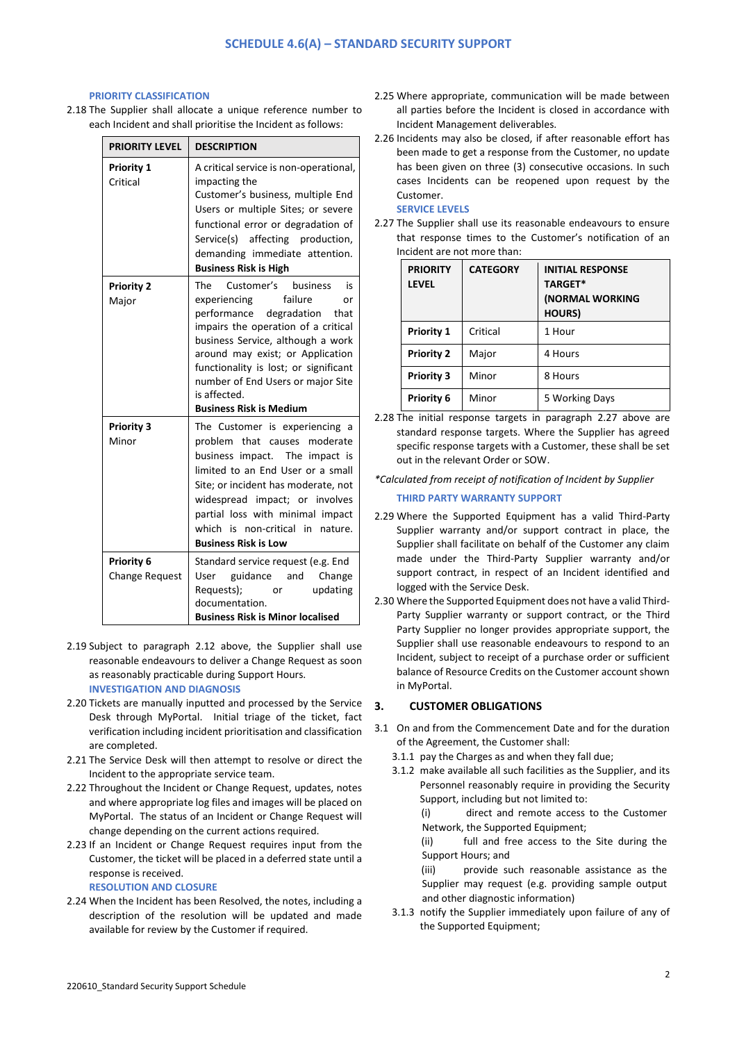### PRIORITY CLASSIFICATION

2.18 The Supplier shall allocate a unique reference number to each Incident and shall prioritise the Incident as follows:

| PRIORITY LEVEL | DESCRIPTION |
|---|---|
| **Priority 1** Critical | A critical service is non-operational, impacting the Customer's business, multiple End Users or multiple Sites; or severe functional error or degradation of Service(s) affecting production, demanding immediate attention. **Business Risk is High** |
| **Priority 2** Major | The Customer's business is experiencing failure or performance degradation that impairs the operation of a critical business Service, although a work around may exist; or Application functionality is lost; or significant number of End Users or major Site is affected. **Business Risk is Medium** |
| **Priority 3** Minor | The Customer is experiencing a problem that causes moderate business impact. The impact is limited to an End User or a small Site; or incident has moderate, not widespread impact; or involves partial loss with minimal impact which is non-critical in nature. **Business Risk is Low** |
| **Priority 6** Change Request | Standard service request (e.g. End User guidance and Change Requests); or updating documentation. **Business Risk is Minor localised** |

2.19 Subject to paragraph 2.12 above, the Supplier shall use reasonable endeavours to deliver a Change Request as soon as reasonably practicable during Support Hours.

### INVESTIGATION AND DIAGNOSIS

2.20 Tickets are manually inputted and processed by the Service Desk through MyPortal. Initial triage of the ticket, fact verification including incident prioritisation and classification are completed.

2.21 The Service Desk will then attempt to resolve or direct the Incident to the appropriate service team.

2.22 Throughout the Incident or Change Request, updates, notes and where appropriate log files and images will be placed on MyPortal. The status of an Incident or Change Request will change depending on the current actions required.

2.23 If an Incident or Change Request requires input from the Customer, the ticket will be placed in a deferred state until a response is received.

### RESOLUTION AND CLOSURE

2.24 When the Incident has been Resolved, the notes, including a description of the resolution will be updated and made available for review by the Customer if required.

2.25 Where appropriate, communication will be made between all parties before the Incident is closed in accordance with Incident Management deliverables.

2.26 Incidents may also be closed, if after reasonable effort has been made to get a response from the Customer, no update has been given on three (3) consecutive occasions. In such cases Incidents can be reopened upon request by the Customer.

### SERVICE LEVELS

2.27 The Supplier shall use its reasonable endeavours to ensure that response times to the Customer's notification of an Incident are not more than:

| PRIORITY LEVEL | CATEGORY | INITIAL RESPONSE TARGET* (NORMAL WORKING HOURS) |
|---|---|---|
| **Priority 1** | Critical | 1 Hour |
| **Priority 2** | Major | 4 Hours |
| **Priority 3** | Minor | 8 Hours |
| **Priority 6** | Minor | 5 Working Days |

2.28 The initial response targets in paragraph 2.27 above are standard response targets. Where the Supplier has agreed specific response targets with a Customer, these shall be set out in the relevant Order or SOW.

*\*Calculated from receipt of notification of Incident by Supplier*

### THIRD PARTY WARRANTY SUPPORT

2.29 Where the Supported Equipment has a valid Third-Party Supplier warranty and/or support contract in place, the Supplier shall facilitate on behalf of the Customer any claim made under the Third-Party Supplier warranty and/or support contract, in respect of an Incident identified and logged with the Service Desk.

2.30 Where the Supported Equipment does not have a valid Third-Party Supplier warranty or support contract, or the Third Party Supplier no longer provides appropriate support, the Supplier shall use reasonable endeavours to respond to an Incident, subject to receipt of a purchase order or sufficient balance of Resource Credits on the Customer account shown in MyPortal.

## 3. CUSTOMER OBLIGATIONS

3.1 On and from the Commencement Date and for the duration of the Agreement, the Customer shall:

3.1.1 pay the Charges as and when they fall due;

3.1.2 make available all such facilities as the Supplier, and its Personnel reasonably require in providing the Security Support, including but not limited to:

(i) direct and remote access to the Customer Network, the Supported Equipment;

(ii) full and free access to the Site during the Support Hours; and

(iii) provide such reasonable assistance as the Supplier may request (e.g. providing sample output and other diagnostic information)

3.1.3 notify the Supplier immediately upon failure of any of the Supported Equipment;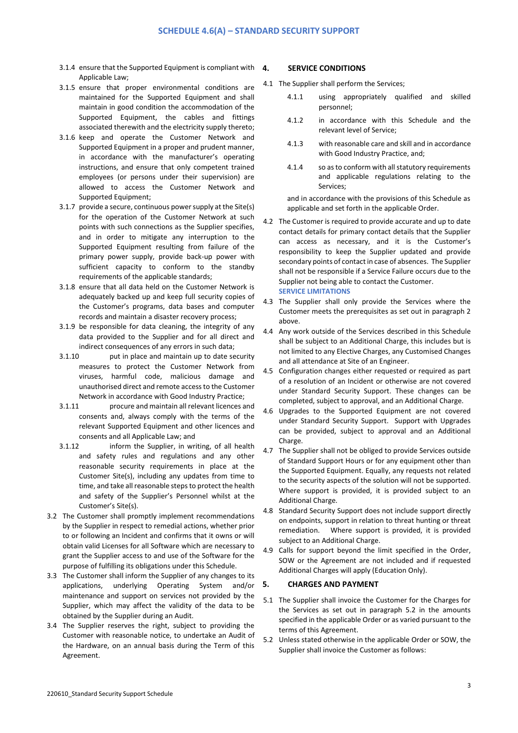3.1.4 ensure that the Supported Equipment is compliant with Applicable Law;

3.1.5 ensure that proper environmental conditions are maintained for the Supported Equipment and shall maintain in good condition the accommodation of the Supported Equipment, the cables and fittings associated therewith and the electricity supply thereto;

3.1.6 keep and operate the Customer Network and Supported Equipment in a proper and prudent manner, in accordance with the manufacturer's operating instructions, and ensure that only competent trained employees (or persons under their supervision) are allowed to access the Customer Network and Supported Equipment;

3.1.7 provide a secure, continuous power supply at the Site(s) for the operation of the Customer Network at such points with such connections as the Supplier specifies, and in order to mitigate any interruption to the Supported Equipment resulting from failure of the primary power supply, provide back-up power with sufficient capacity to conform to the standby requirements of the applicable standards;

3.1.8 ensure that all data held on the Customer Network is adequately backed up and keep full security copies of the Customer's programs, data bases and computer records and maintain a disaster recovery process;

3.1.9 be responsible for data cleaning, the integrity of any data provided to the Supplier and for all direct and indirect consequences of any errors in such data;

3.1.10 put in place and maintain up to date security measures to protect the Customer Network from viruses, harmful code, malicious damage and unauthorised direct and remote access to the Customer Network in accordance with Good Industry Practice;

3.1.11 procure and maintain all relevant licences and consents and, always comply with the terms of the relevant Supported Equipment and other licences and consents and all Applicable Law; and

3.1.12 inform the Supplier, in writing, of all health and safety rules and regulations and any other reasonable security requirements in place at the Customer Site(s), including any updates from time to time, and take all reasonable steps to protect the health and safety of the Supplier's Personnel whilst at the Customer's Site(s).

3.2 The Customer shall promptly implement recommendations by the Supplier in respect to remedial actions, whether prior to or following an Incident and confirms that it owns or will obtain valid Licenses for all Software which are necessary to grant the Supplier access to and use of the Software for the purpose of fulfilling its obligations under this Schedule.

3.3 The Customer shall inform the Supplier of any changes to its applications, underlying Operating System and/or maintenance and support on services not provided by the Supplier, which may affect the validity of the data to be obtained by the Supplier during an Audit.

3.4 The Supplier reserves the right, subject to providing the Customer with reasonable notice, to undertake an Audit of the Hardware, on an annual basis during the Term of this Agreement.

## 4. SERVICE CONDITIONS

4.1 The Supplier shall perform the Services;

4.1.1 using appropriately qualified and skilled personnel;

4.1.2 in accordance with this Schedule and the relevant level of Service;

4.1.3 with reasonable care and skill and in accordance with Good Industry Practice, and;

4.1.4 so as to conform with all statutory requirements and applicable regulations relating to the Services;

and in accordance with the provisions of this Schedule as applicable and set forth in the applicable Order.

4.2 The Customer is required to provide accurate and up to date contact details for primary contact details that the Supplier can access as necessary, and it is the Customer's responsibility to keep the Supplier updated and provide secondary points of contact in case of absences. The Supplier shall not be responsible if a Service Failure occurs due to the Supplier not being able to contact the Customer.

**SERVICE LIMITATIONS**

4.3 The Supplier shall only provide the Services where the Customer meets the prerequisites as set out in paragraph 2 above.

4.4 Any work outside of the Services described in this Schedule shall be subject to an Additional Charge, this includes but is not limited to any Elective Charges, any Customised Changes and all attendance at Site of an Engineer.

4.5 Configuration changes either requested or required as part of a resolution of an Incident or otherwise are not covered under Standard Security Support. These changes can be completed, subject to approval, and an Additional Charge.

4.6 Upgrades to the Supported Equipment are not covered under Standard Security Support. Support with Upgrades can be provided, subject to approval and an Additional Charge.

4.7 The Supplier shall not be obliged to provide Services outside of Standard Support Hours or for any equipment other than the Supported Equipment. Equally, any requests not related to the security aspects of the solution will not be supported. Where support is provided, it is provided subject to an Additional Charge.

4.8 Standard Security Support does not include support directly on endpoints, support in relation to threat hunting or threat remediation. Where support is provided, it is provided subject to an Additional Charge.

4.9 Calls for support beyond the limit specified in the Order, SOW or the Agreement are not included and if requested Additional Charges will apply (Education Only).

## 5. CHARGES AND PAYMENT

5.1 The Supplier shall invoice the Customer for the Charges for the Services as set out in paragraph 5.2 in the amounts specified in the applicable Order or as varied pursuant to the terms of this Agreement.

5.2 Unless stated otherwise in the applicable Order or SOW, the Supplier shall invoice the Customer as follows: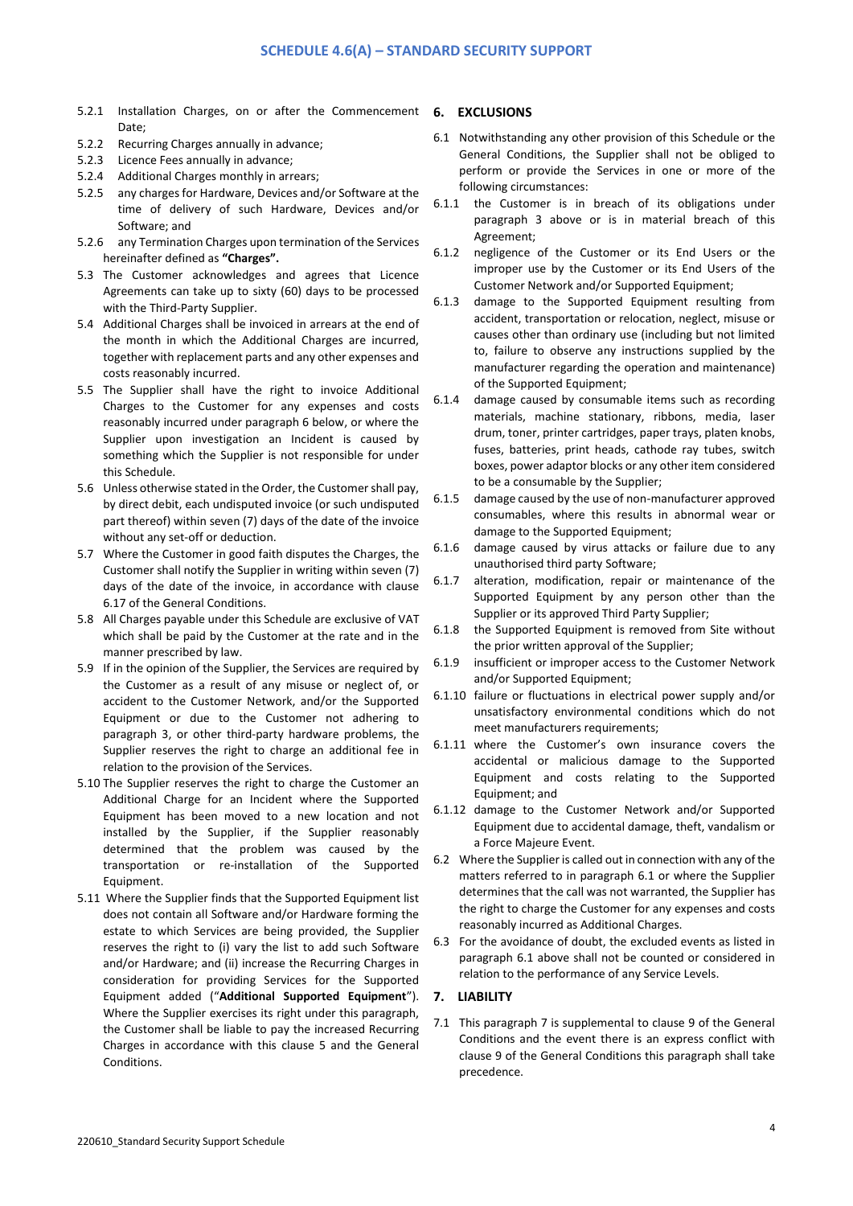5.2.1 Installation Charges, on or after the Commencement Date;

5.2.2 Recurring Charges annually in advance;

5.2.3 Licence Fees annually in advance;

5.2.4 Additional Charges monthly in arrears;

5.2.5 any charges for Hardware, Devices and/or Software at the time of delivery of such Hardware, Devices and/or Software; and

5.2.6 any Termination Charges upon termination of the Services hereinafter defined as **"Charges".**

5.3 The Customer acknowledges and agrees that Licence Agreements can take up to sixty (60) days to be processed with the Third-Party Supplier.

5.4 Additional Charges shall be invoiced in arrears at the end of the month in which the Additional Charges are incurred, together with replacement parts and any other expenses and costs reasonably incurred.

5.5 The Supplier shall have the right to invoice Additional Charges to the Customer for any expenses and costs reasonably incurred under paragraph 6 below, or where the Supplier upon investigation an Incident is caused by something which the Supplier is not responsible for under this Schedule.

5.6 Unless otherwise stated in the Order, the Customer shall pay, by direct debit, each undisputed invoice (or such undisputed part thereof) within seven (7) days of the date of the invoice without any set-off or deduction.

5.7 Where the Customer in good faith disputes the Charges, the Customer shall notify the Supplier in writing within seven (7) days of the date of the invoice, in accordance with clause 6.17 of the General Conditions.

5.8 All Charges payable under this Schedule are exclusive of VAT which shall be paid by the Customer at the rate and in the manner prescribed by law.

5.9 If in the opinion of the Supplier, the Services are required by the Customer as a result of any misuse or neglect of, or accident to the Customer Network, and/or the Supported Equipment or due to the Customer not adhering to paragraph 3, or other third-party hardware problems, the Supplier reserves the right to charge an additional fee in relation to the provision of the Services.

5.10 The Supplier reserves the right to charge the Customer an Additional Charge for an Incident where the Supported Equipment has been moved to a new location and not installed by the Supplier, if the Supplier reasonably determined that the problem was caused by the transportation or re-installation of the Supported Equipment.

5.11 Where the Supplier finds that the Supported Equipment list does not contain all Software and/or Hardware forming the estate to which Services are being provided, the Supplier reserves the right to (i) vary the list to add such Software and/or Hardware; and (ii) increase the Recurring Charges in consideration for providing Services for the Supported Equipment added ("**Additional Supported Equipment**"). Where the Supplier exercises its right under this paragraph, the Customer shall be liable to pay the increased Recurring Charges in accordance with this clause 5 and the General Conditions.

## 6. EXCLUSIONS

6.1 Notwithstanding any other provision of this Schedule or the General Conditions, the Supplier shall not be obliged to perform or provide the Services in one or more of the following circumstances:

6.1.1 the Customer is in breach of its obligations under paragraph 3 above or is in material breach of this Agreement;

6.1.2 negligence of the Customer or its End Users or the improper use by the Customer or its End Users of the Customer Network and/or Supported Equipment;

6.1.3 damage to the Supported Equipment resulting from accident, transportation or relocation, neglect, misuse or causes other than ordinary use (including but not limited to, failure to observe any instructions supplied by the manufacturer regarding the operation and maintenance) of the Supported Equipment;

6.1.4 damage caused by consumable items such as recording materials, machine stationary, ribbons, media, laser drum, toner, printer cartridges, paper trays, platen knobs, fuses, batteries, print heads, cathode ray tubes, switch boxes, power adaptor blocks or any other item considered to be a consumable by the Supplier;

6.1.5 damage caused by the use of non-manufacturer approved consumables, where this results in abnormal wear or damage to the Supported Equipment;

6.1.6 damage caused by virus attacks or failure due to any unauthorised third party Software;

6.1.7 alteration, modification, repair or maintenance of the Supported Equipment by any person other than the Supplier or its approved Third Party Supplier;

6.1.8 the Supported Equipment is removed from Site without the prior written approval of the Supplier;

6.1.9 insufficient or improper access to the Customer Network and/or Supported Equipment;

6.1.10 failure or fluctuations in electrical power supply and/or unsatisfactory environmental conditions which do not meet manufacturers requirements;

6.1.11 where the Customer's own insurance covers the accidental or malicious damage to the Supported Equipment and costs relating to the Supported Equipment; and

6.1.12 damage to the Customer Network and/or Supported Equipment due to accidental damage, theft, vandalism or a Force Majeure Event.

6.2 Where the Supplier is called out in connection with any of the matters referred to in paragraph 6.1 or where the Supplier determines that the call was not warranted, the Supplier has the right to charge the Customer for any expenses and costs reasonably incurred as Additional Charges.

6.3 For the avoidance of doubt, the excluded events as listed in paragraph 6.1 above shall not be counted or considered in relation to the performance of any Service Levels.

## 7. LIABILITY

7.1 This paragraph 7 is supplemental to clause 9 of the General Conditions and the event there is an express conflict with clause 9 of the General Conditions this paragraph shall take precedence.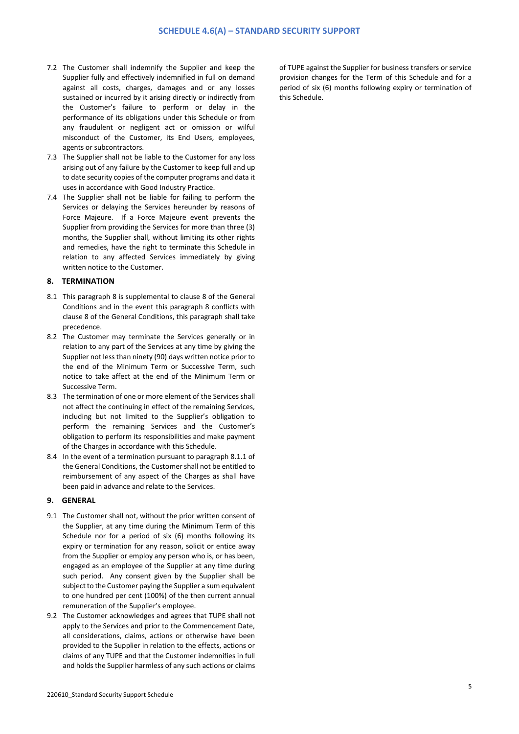7.2 The Customer shall indemnify the Supplier and keep the Supplier fully and effectively indemnified in full on demand against all costs, charges, damages and or any losses sustained or incurred by it arising directly or indirectly from the Customer's failure to perform or delay in the performance of its obligations under this Schedule or from any fraudulent or negligent act or omission or wilful misconduct of the Customer, its End Users, employees, agents or subcontractors.

7.3 The Supplier shall not be liable to the Customer for any loss arising out of any failure by the Customer to keep full and up to date security copies of the computer programs and data it uses in accordance with Good Industry Practice.

7.4 The Supplier shall not be liable for failing to perform the Services or delaying the Services hereunder by reasons of Force Majeure. If a Force Majeure event prevents the Supplier from providing the Services for more than three (3) months, the Supplier shall, without limiting its other rights and remedies, have the right to terminate this Schedule in relation to any affected Services immediately by giving written notice to the Customer.

## 8. TERMINATION

8.1 This paragraph 8 is supplemental to clause 8 of the General Conditions and in the event this paragraph 8 conflicts with clause 8 of the General Conditions, this paragraph shall take precedence.

8.2 The Customer may terminate the Services generally or in relation to any part of the Services at any time by giving the Supplier not less than ninety (90) days written notice prior to the end of the Minimum Term or Successive Term, such notice to take affect at the end of the Minimum Term or Successive Term.

8.3 The termination of one or more element of the Services shall not affect the continuing in effect of the remaining Services, including but not limited to the Supplier's obligation to perform the remaining Services and the Customer's obligation to perform its responsibilities and make payment of the Charges in accordance with this Schedule.

8.4 In the event of a termination pursuant to paragraph 8.1.1 of the General Conditions, the Customer shall not be entitled to reimbursement of any aspect of the Charges as shall have been paid in advance and relate to the Services.

## 9. GENERAL

9.1 The Customer shall not, without the prior written consent of the Supplier, at any time during the Minimum Term of this Schedule nor for a period of six (6) months following its expiry or termination for any reason, solicit or entice away from the Supplier or employ any person who is, or has been, engaged as an employee of the Supplier at any time during such period. Any consent given by the Supplier shall be subject to the Customer paying the Supplier a sum equivalent to one hundred per cent (100%) of the then current annual remuneration of the Supplier's employee.

9.2 The Customer acknowledges and agrees that TUPE shall not apply to the Services and prior to the Commencement Date, all considerations, claims, actions or otherwise have been provided to the Supplier in relation to the effects, actions or claims of any TUPE and that the Customer indemnifies in full and holds the Supplier harmless of any such actions or claims of TUPE against the Supplier for business transfers or service provision changes for the Term of this Schedule and for a period of six (6) months following expiry or termination of this Schedule.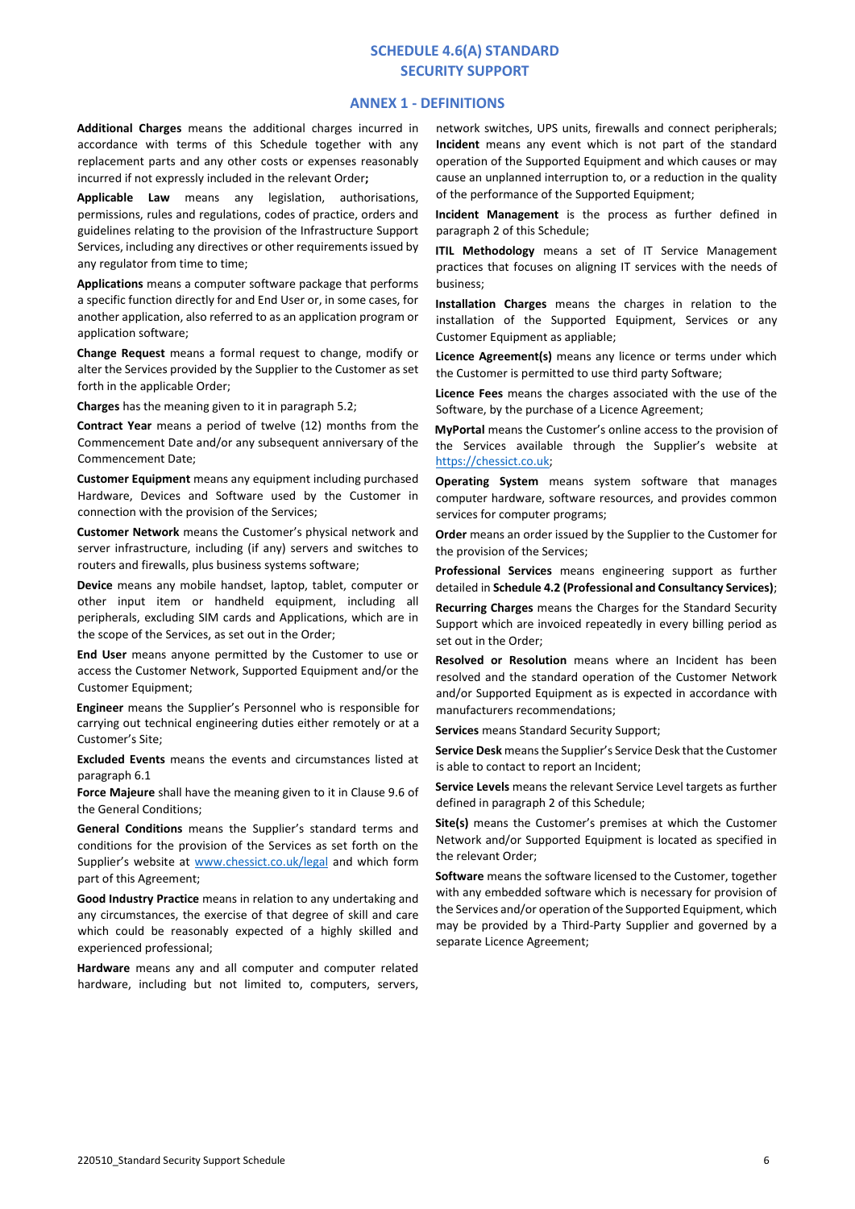# SCHEDULE 4.6(A) STANDARD SECURITY SUPPORT

## ANNEX 1 - DEFINITIONS

**Additional Charges** means the additional charges incurred in accordance with terms of this Schedule together with any replacement parts and any other costs or expenses reasonably incurred if not expressly included in the relevant Order**;**

**Applicable Law** means any legislation, authorisations, permissions, rules and regulations, codes of practice, orders and guidelines relating to the provision of the Infrastructure Support Services, including any directives or other requirements issued by any regulator from time to time;

**Applications** means a computer software package that performs a specific function directly for and End User or, in some cases, for another application, also referred to as an application program or application software;

**Change Request** means a formal request to change, modify or alter the Services provided by the Supplier to the Customer as set forth in the applicable Order;

**Charges** has the meaning given to it in paragraph 5.2;

**Contract Year** means a period of twelve (12) months from the Commencement Date and/or any subsequent anniversary of the Commencement Date;

**Customer Equipment** means any equipment including purchased Hardware, Devices and Software used by the Customer in connection with the provision of the Services;

**Customer Network** means the Customer's physical network and server infrastructure, including (if any) servers and switches to routers and firewalls, plus business systems software;

**Device** means any mobile handset, laptop, tablet, computer or other input item or handheld equipment, including all peripherals, excluding SIM cards and Applications, which are in the scope of the Services, as set out in the Order;

**End User** means anyone permitted by the Customer to use or access the Customer Network, Supported Equipment and/or the Customer Equipment;

**Engineer** means the Supplier's Personnel who is responsible for carrying out technical engineering duties either remotely or at a Customer's Site;

**Excluded Events** means the events and circumstances listed at paragraph 6.1

**Force Majeure** shall have the meaning given to it in Clause 9.6 of the General Conditions;

**General Conditions** means the Supplier's standard terms and conditions for the provision of the Services as set forth on the Supplier's website at [www.chessict.co.uk/legal](www.chessict.co.uk/legal) and which form part of this Agreement;

**Good Industry Practice** means in relation to any undertaking and any circumstances, the exercise of that degree of skill and care which could be reasonably expected of a highly skilled and experienced professional;

**Hardware** means any and all computer and computer related hardware, including but not limited to, computers, servers, network switches, UPS units, firewalls and connect peripherals;

**Incident** means any event which is not part of the standard operation of the Supported Equipment and which causes or may cause an unplanned interruption to, or a reduction in the quality of the performance of the Supported Equipment;

**Incident Management** is the process as further defined in paragraph 2 of this Schedule;

**ITIL Methodology** means a set of IT Service Management practices that focuses on aligning IT services with the needs of business;

**Installation Charges** means the charges in relation to the installation of the Supported Equipment, Services or any Customer Equipment as appliable;

**Licence Agreement(s)** means any licence or terms under which the Customer is permitted to use third party Software;

**Licence Fees** means the charges associated with the use of the Software, by the purchase of a Licence Agreement;

**MyPortal** means the Customer's online access to the provision of the Services available through the Supplier's website at [https://chessict.co.uk](https://chessict.co.uk);

**Operating System** means system software that manages computer hardware, software resources, and provides common services for computer programs;

**Order** means an order issued by the Supplier to the Customer for the provision of the Services;

**Professional Services** means engineering support as further detailed in **Schedule 4.2 (Professional and Consultancy Services)**;

**Recurring Charges** means the Charges for the Standard Security Support which are invoiced repeatedly in every billing period as set out in the Order;

**Resolved or Resolution** means where an Incident has been resolved and the standard operation of the Customer Network and/or Supported Equipment as is expected in accordance with manufacturers recommendations;

**Services** means Standard Security Support;

**Service Desk** means the Supplier's Service Desk that the Customer is able to contact to report an Incident;

**Service Levels** means the relevant Service Level targets as further defined in paragraph 2 of this Schedule;

**Site(s)** means the Customer's premises at which the Customer Network and/or Supported Equipment is located as specified in the relevant Order;

**Software** means the software licensed to the Customer, together with any embedded software which is necessary for provision of the Services and/or operation of the Supported Equipment, which may be provided by a Third-Party Supplier and governed by a separate Licence Agreement;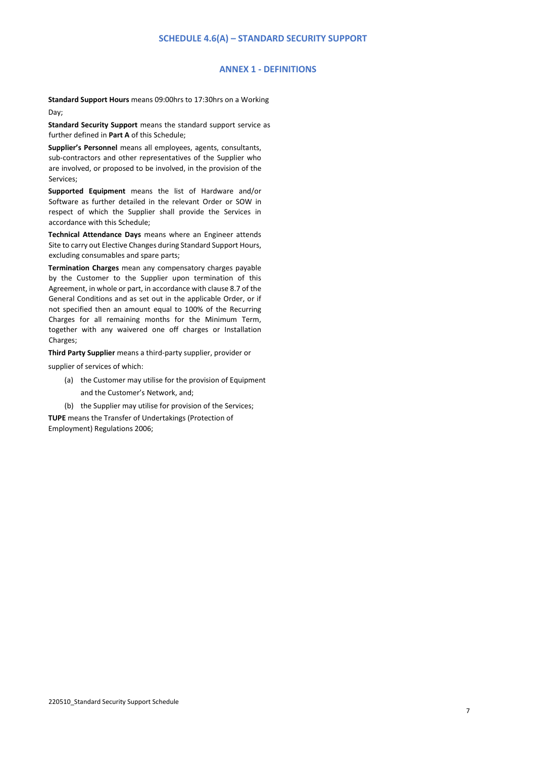## SCHEDULE 4.6(A) – STANDARD SECURITY SUPPORT

### ANNEX 1 - DEFINITIONS

**Standard Support Hours** means 09:00hrs to 17:30hrs on a Working Day;

**Standard Security Support** means the standard support service as further defined in **Part A** of this Schedule;

**Supplier's Personnel** means all employees, agents, consultants, sub-contractors and other representatives of the Supplier who are involved, or proposed to be involved, in the provision of the Services;

**Supported Equipment** means the list of Hardware and/or Software as further detailed in the relevant Order or SOW in respect of which the Supplier shall provide the Services in accordance with this Schedule;

**Technical Attendance Days** means where an Engineer attends Site to carry out Elective Changes during Standard Support Hours, excluding consumables and spare parts;

**Termination Charges** mean any compensatory charges payable by the Customer to the Supplier upon termination of this Agreement, in whole or part, in accordance with clause 8.7 of the General Conditions and as set out in the applicable Order, or if not specified then an amount equal to 100% of the Recurring Charges for all remaining months for the Minimum Term, together with any waivered one off charges or Installation Charges;

**Third Party Supplier** means a third-party supplier, provider or supplier of services of which:

(a) the Customer may utilise for the provision of Equipment and the Customer's Network, and;

(b) the Supplier may utilise for provision of the Services;

**TUPE** means the Transfer of Undertakings (Protection of Employment) Regulations 2006;